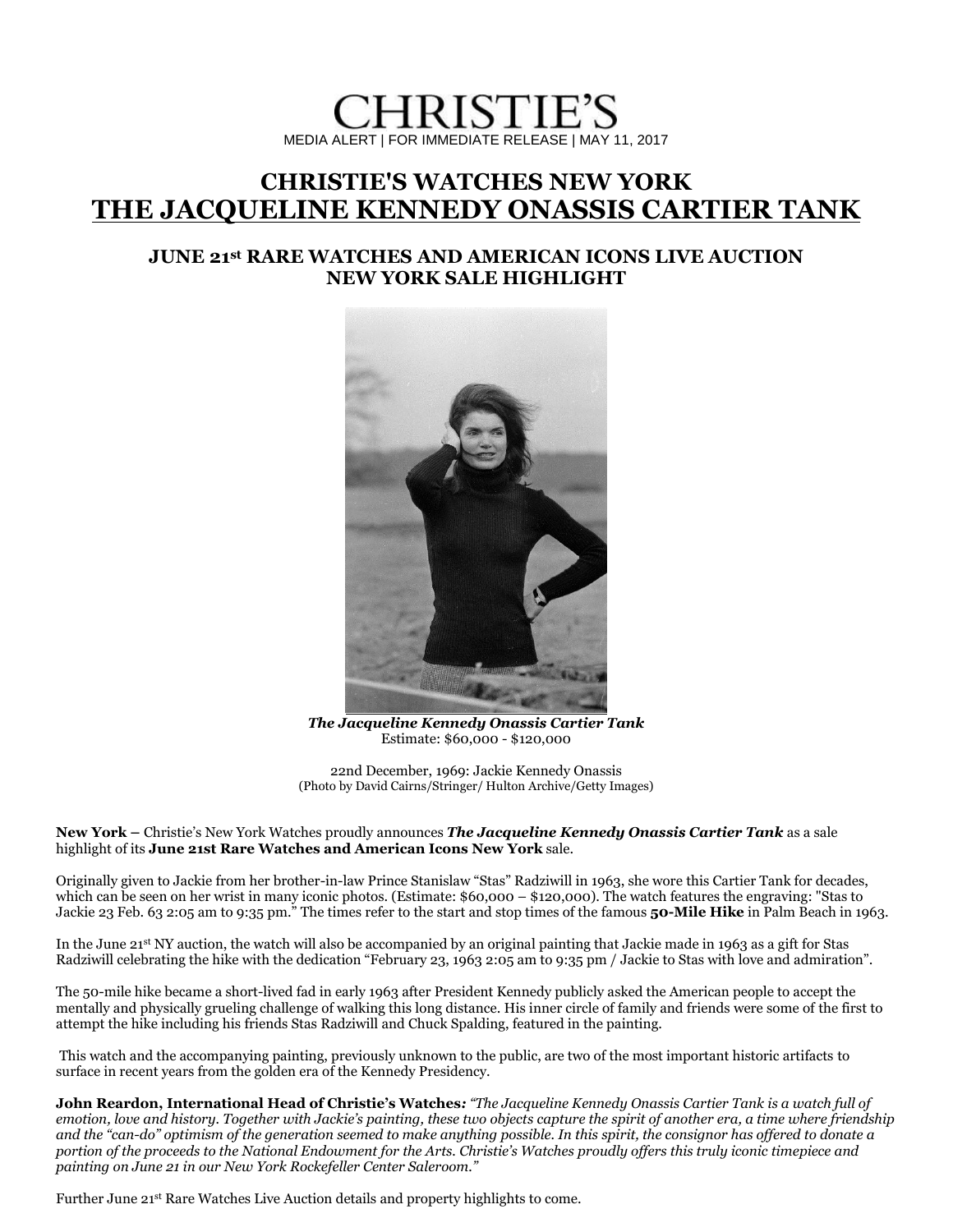# CHRISTIE'S

MEDIA ALERT | FOR IMMEDIATE RELEASE | MAY 11, 2017

## CHRISTIE'S WATCHES NEW YORK
## THE JACQUELINE KENNEDY ONASSIS CARTIER TANK

### JUNE 21st RARE WATCHES AND AMERICAN ICONS LIVE AUCTION NEW YORK SALE HIGHLIGHT

***The Jacqueline Kennedy Onassis Cartier Tank***
Estimate: $60,000 - $120,000

22nd December, 1969: Jackie Kennedy Onassis
(Photo by David Cairns/Stringer/ Hulton Archive/Getty Images)

**New York –** Christie's New York Watches proudly announces ***The Jacqueline Kennedy Onassis Cartier Tank*** as a sale highlight of its **June 21st Rare Watches and American Icons New York** sale.

Originally given to Jackie from her brother-in-law Prince Stanislaw "Stas" Radziwill in 1963, she wore this Cartier Tank for decades, which can be seen on her wrist in many iconic photos. (Estimate: $60,000 – $120,000). The watch features the engraving: "Stas to Jackie 23 Feb. 63 2:05 am to 9:35 pm." The times refer to the start and stop times of the famous **50-Mile Hike** in Palm Beach in 1963.

In the June 21st NY auction, the watch will also be accompanied by an original painting that Jackie made in 1963 as a gift for Stas Radziwill celebrating the hike with the dedication "February 23, 1963 2:05 am to 9:35 pm / Jackie to Stas with love and admiration".

The 50-mile hike became a short-lived fad in early 1963 after President Kennedy publicly asked the American people to accept the mentally and physically grueling challenge of walking this long distance. His inner circle of family and friends were some of the first to attempt the hike including his friends Stas Radziwill and Chuck Spalding, featured in the painting.

This watch and the accompanying painting, previously unknown to the public, are two of the most important historic artifacts to surface in recent years from the golden era of the Kennedy Presidency.

**John Reardon, International Head of Christie's Watches***: "The Jacqueline Kennedy Onassis Cartier Tank is a watch full of emotion, love and history. Together with Jackie's painting, these two objects capture the spirit of another era, a time where friendship and the "can-do" optimism of the generation seemed to make anything possible. In this spirit, the consignor has offered to donate a portion of the proceeds to the National Endowment for the Arts. Christie's Watches proudly offers this truly iconic timepiece and painting on June 21 in our New York Rockefeller Center Saleroom."*

Further June 21st Rare Watches Live Auction details and property highlights to come.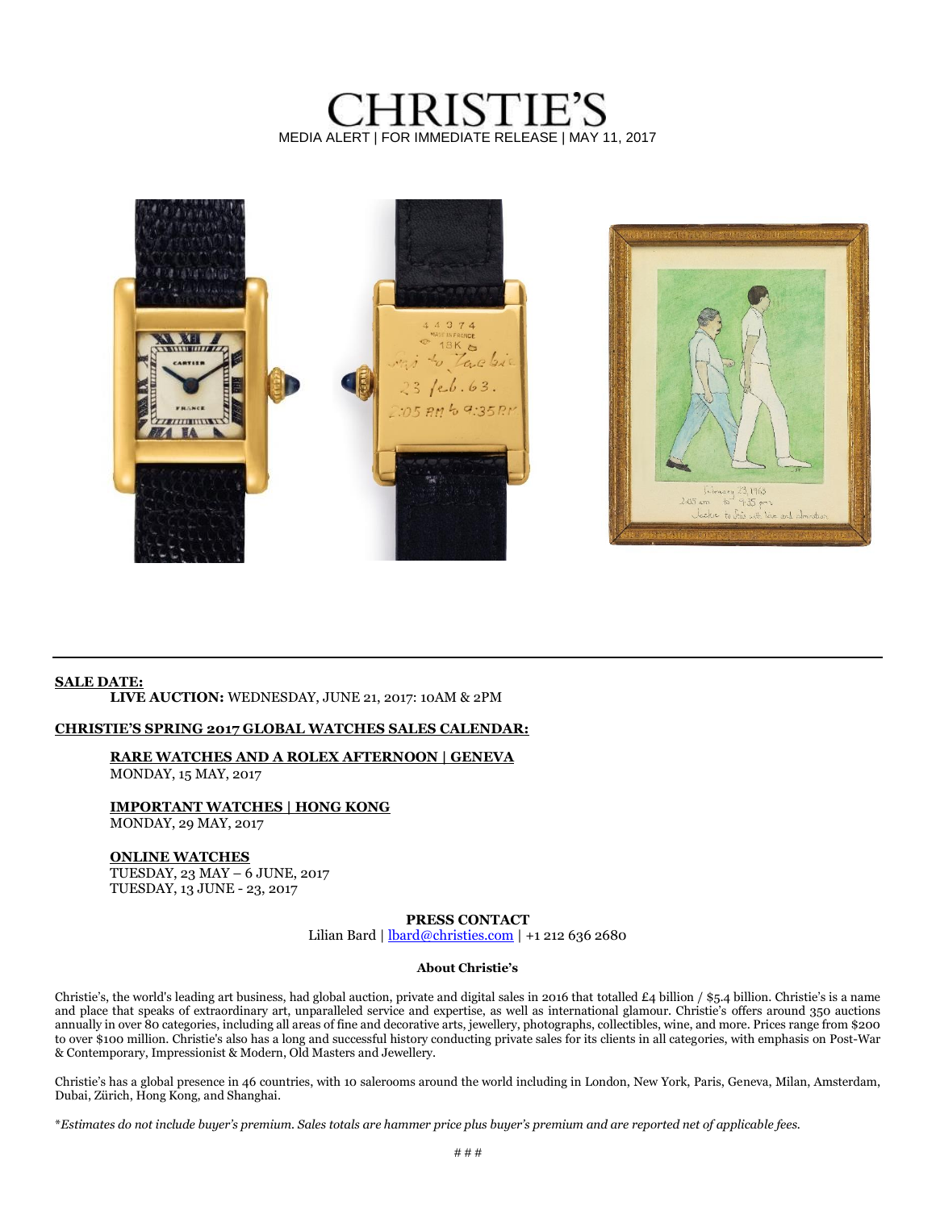# CHRISTIE'S

MEDIA ALERT | FOR IMMEDIATE RELEASE | MAY 11, 2017

**SALE DATE:**

**LIVE AUCTION:** WEDNESDAY, JUNE 21, 2017: 10AM & 2PM

**CHRISTIE'S SPRING 2017 GLOBAL WATCHES SALES CALENDAR:**

**RARE WATCHES AND A ROLEX AFTERNOON | GENEVA**
MONDAY, 15 MAY, 2017

**IMPORTANT WATCHES | HONG KONG**
MONDAY, 29 MAY, 2017

**ONLINE WATCHES**
TUESDAY, 23 MAY – 6 JUNE, 2017
TUESDAY, 13 JUNE - 23, 2017

**PRESS CONTACT**
Lilian Bard | lbard@christies.com | +1 212 636 2680

**About Christie's**

Christie's, the world's leading art business, had global auction, private and digital sales in 2016 that totalled £4 billion / $5.4 billion. Christie's is a name and place that speaks of extraordinary art, unparalleled service and expertise, as well as international glamour. Christie's offers around 350 auctions annually in over 80 categories, including all areas of fine and decorative arts, jewellery, photographs, collectibles, wine, and more. Prices range from $200 to over $100 million. Christie's also has a long and successful history conducting private sales for its clients in all categories, with emphasis on Post-War & Contemporary, Impressionist & Modern, Old Masters and Jewellery.

Christie's has a global presence in 46 countries, with 10 salerooms around the world including in London, New York, Paris, Geneva, Milan, Amsterdam, Dubai, Zürich, Hong Kong, and Shanghai.

*\*Estimates do not include buyer's premium. Sales totals are hammer price plus buyer's premium and are reported net of applicable fees.*

# # #